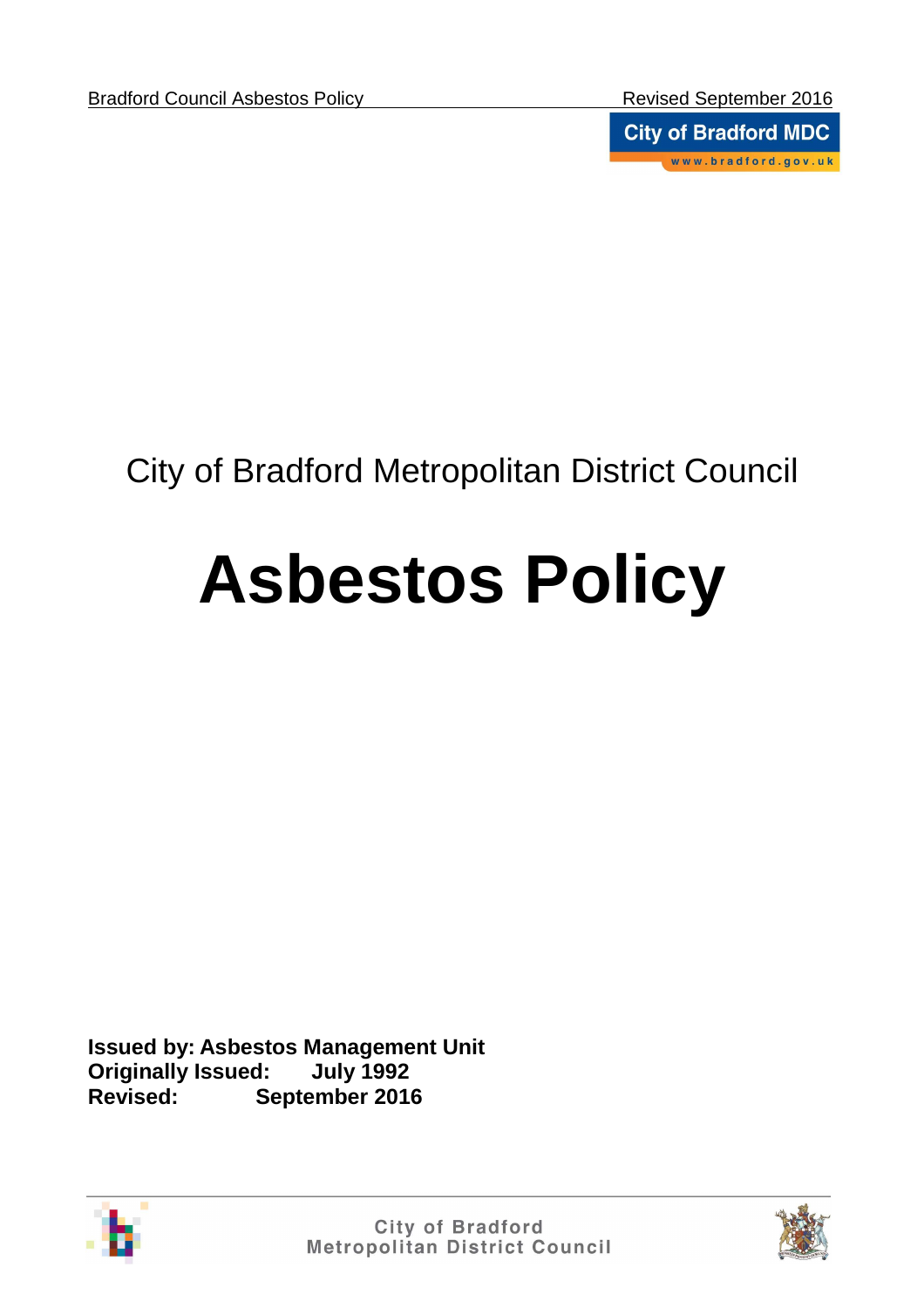City of Bradford Metropolitan District Council

# Asbestos Policy

**Issued by: Asbestos Management Unit**
**Originally Issued: July 1992**
**Revised: September 2016**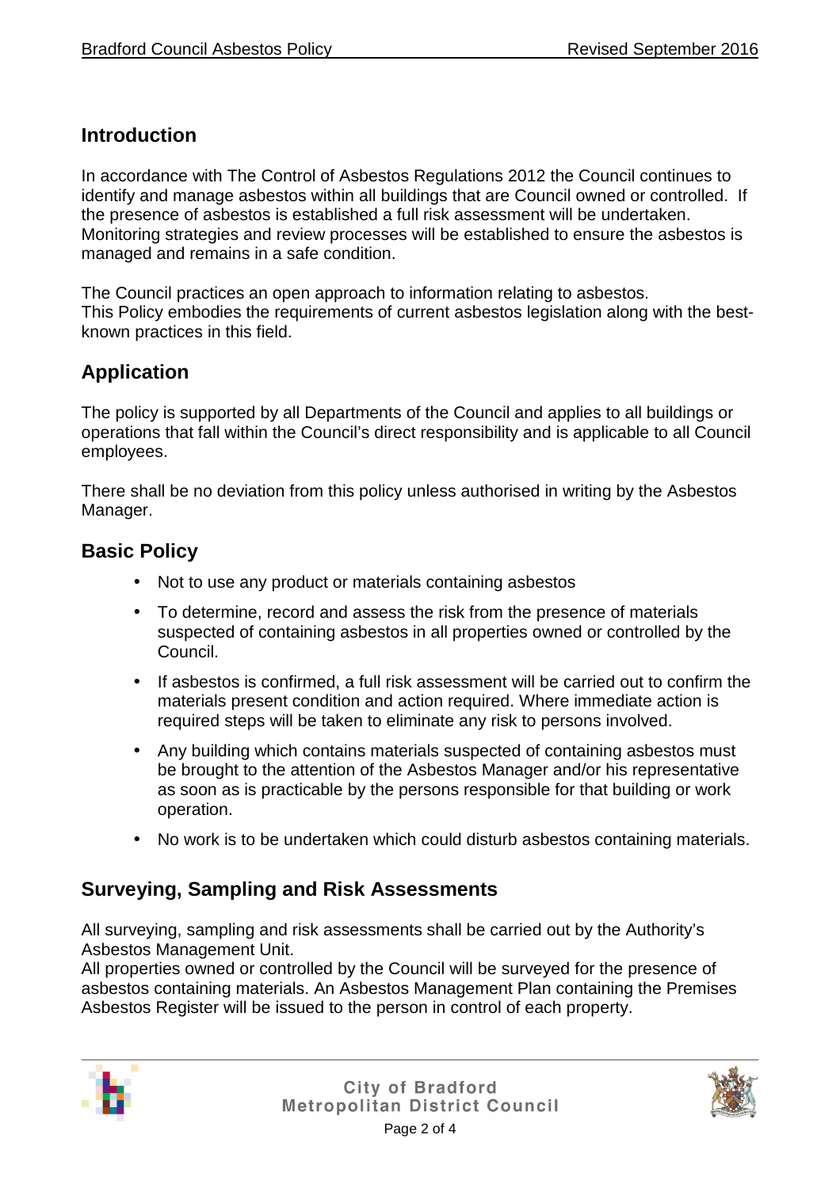## Introduction

In accordance with The Control of Asbestos Regulations 2012 the Council continues to identify and manage asbestos within all buildings that are Council owned or controlled. If the presence of asbestos is established a full risk assessment will be undertaken. Monitoring strategies and review processes will be established to ensure the asbestos is managed and remains in a safe condition.

The Council practices an open approach to information relating to asbestos.
This Policy embodies the requirements of current asbestos legislation along with the best-known practices in this field.

## Application

The policy is supported by all Departments of the Council and applies to all buildings or operations that fall within the Council's direct responsibility and is applicable to all Council employees.

There shall be no deviation from this policy unless authorised in writing by the Asbestos Manager.

## Basic Policy

- Not to use any product or materials containing asbestos
- To determine, record and assess the risk from the presence of materials suspected of containing asbestos in all properties owned or controlled by the Council.
- If asbestos is confirmed, a full risk assessment will be carried out to confirm the materials present condition and action required. Where immediate action is required steps will be taken to eliminate any risk to persons involved.
- Any building which contains materials suspected of containing asbestos must be brought to the attention of the Asbestos Manager and/or his representative as soon as is practicable by the persons responsible for that building or work operation.
- No work is to be undertaken which could disturb asbestos containing materials.

## Surveying, Sampling and Risk Assessments

All surveying, sampling and risk assessments shall be carried out by the Authority's Asbestos Management Unit.
All properties owned or controlled by the Council will be surveyed for the presence of asbestos containing materials. An Asbestos Management Plan containing the Premises Asbestos Register will be issued to the person in control of each property.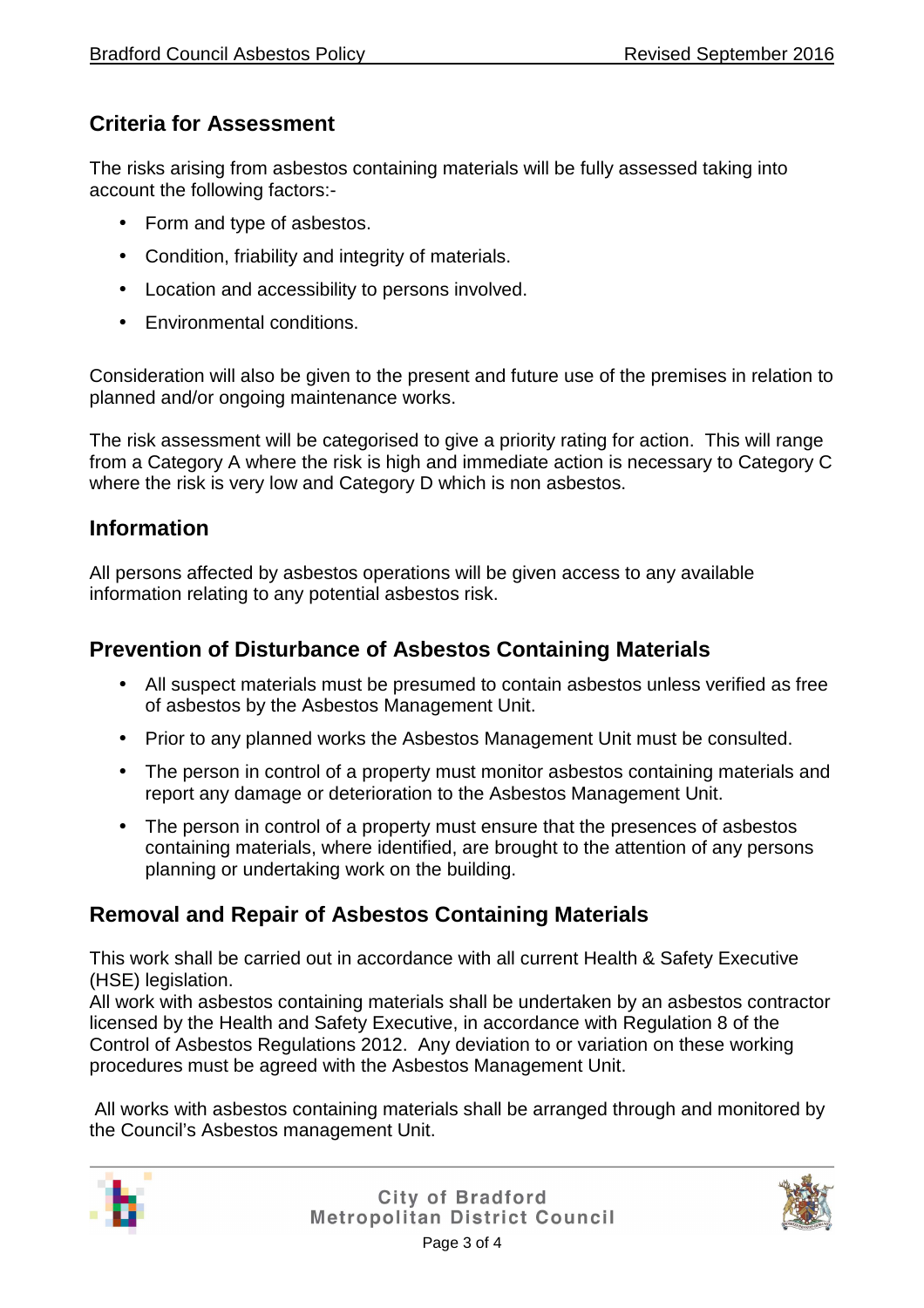## Criteria for Assessment

The risks arising from asbestos containing materials will be fully assessed taking into account the following factors:-

- Form and type of asbestos.
- Condition, friability and integrity of materials.
- Location and accessibility to persons involved.
- Environmental conditions.

Consideration will also be given to the present and future use of the premises in relation to planned and/or ongoing maintenance works.

The risk assessment will be categorised to give a priority rating for action. This will range from a Category A where the risk is high and immediate action is necessary to Category C where the risk is very low and Category D which is non asbestos.

## Information

All persons affected by asbestos operations will be given access to any available information relating to any potential asbestos risk.

## Prevention of Disturbance of Asbestos Containing Materials

- All suspect materials must be presumed to contain asbestos unless verified as free of asbestos by the Asbestos Management Unit.
- Prior to any planned works the Asbestos Management Unit must be consulted.
- The person in control of a property must monitor asbestos containing materials and report any damage or deterioration to the Asbestos Management Unit.
- The person in control of a property must ensure that the presences of asbestos containing materials, where identified, are brought to the attention of any persons planning or undertaking work on the building.

## Removal and Repair of Asbestos Containing Materials

This work shall be carried out in accordance with all current Health & Safety Executive (HSE) legislation.
All work with asbestos containing materials shall be undertaken by an asbestos contractor licensed by the Health and Safety Executive, in accordance with Regulation 8 of the Control of Asbestos Regulations 2012. Any deviation to or variation on these working procedures must be agreed with the Asbestos Management Unit.

All works with asbestos containing materials shall be arranged through and monitored by the Council's Asbestos management Unit.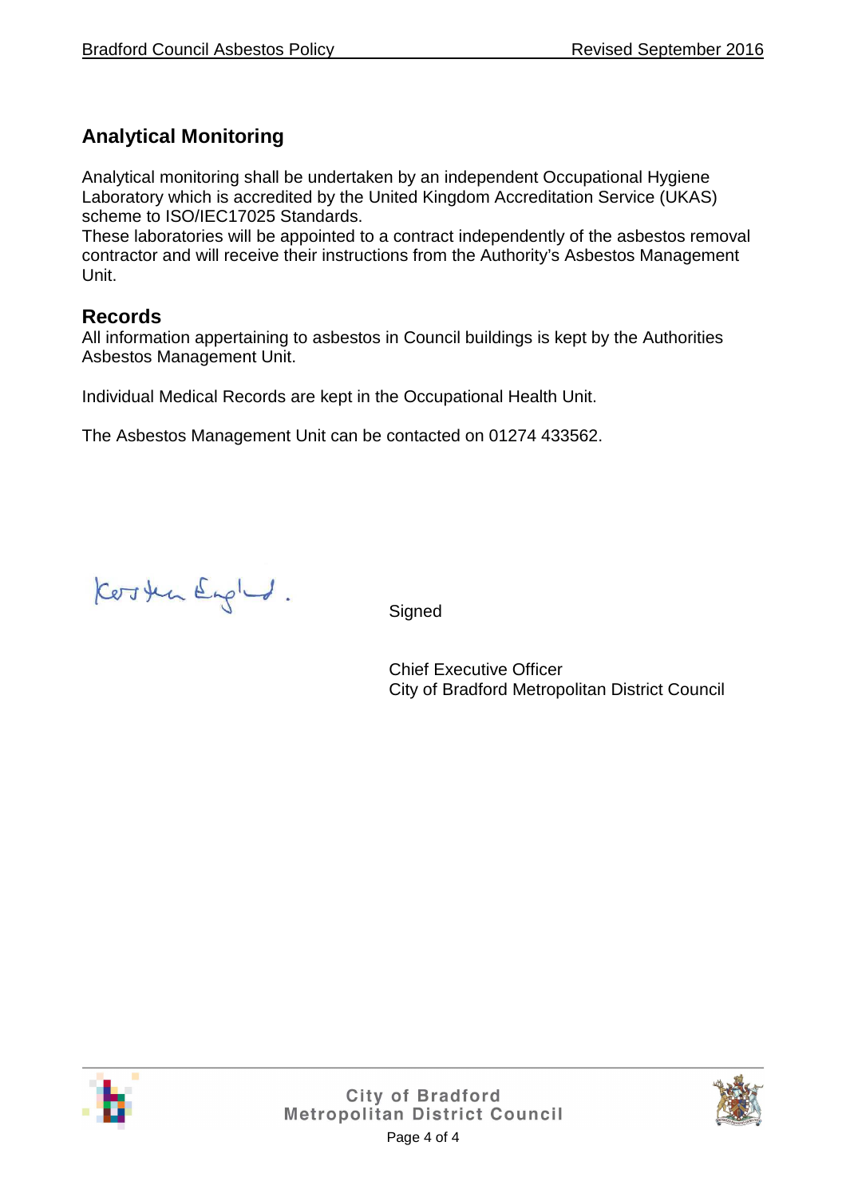## Analytical Monitoring

Analytical monitoring shall be undertaken by an independent Occupational Hygiene Laboratory which is accredited by the United Kingdom Accreditation Service (UKAS) scheme to ISO/IEC17025 Standards.
These laboratories will be appointed to a contract independently of the asbestos removal contractor and will receive their instructions from the Authority's Asbestos Management Unit.

## Records

All information appertaining to asbestos in Council buildings is kept by the Authorities Asbestos Management Unit.

Individual Medical Records are kept in the Occupational Health Unit.

The Asbestos Management Unit can be contacted on 01274 433562.

Signed

Chief Executive Officer
City of Bradford Metropolitan District Council